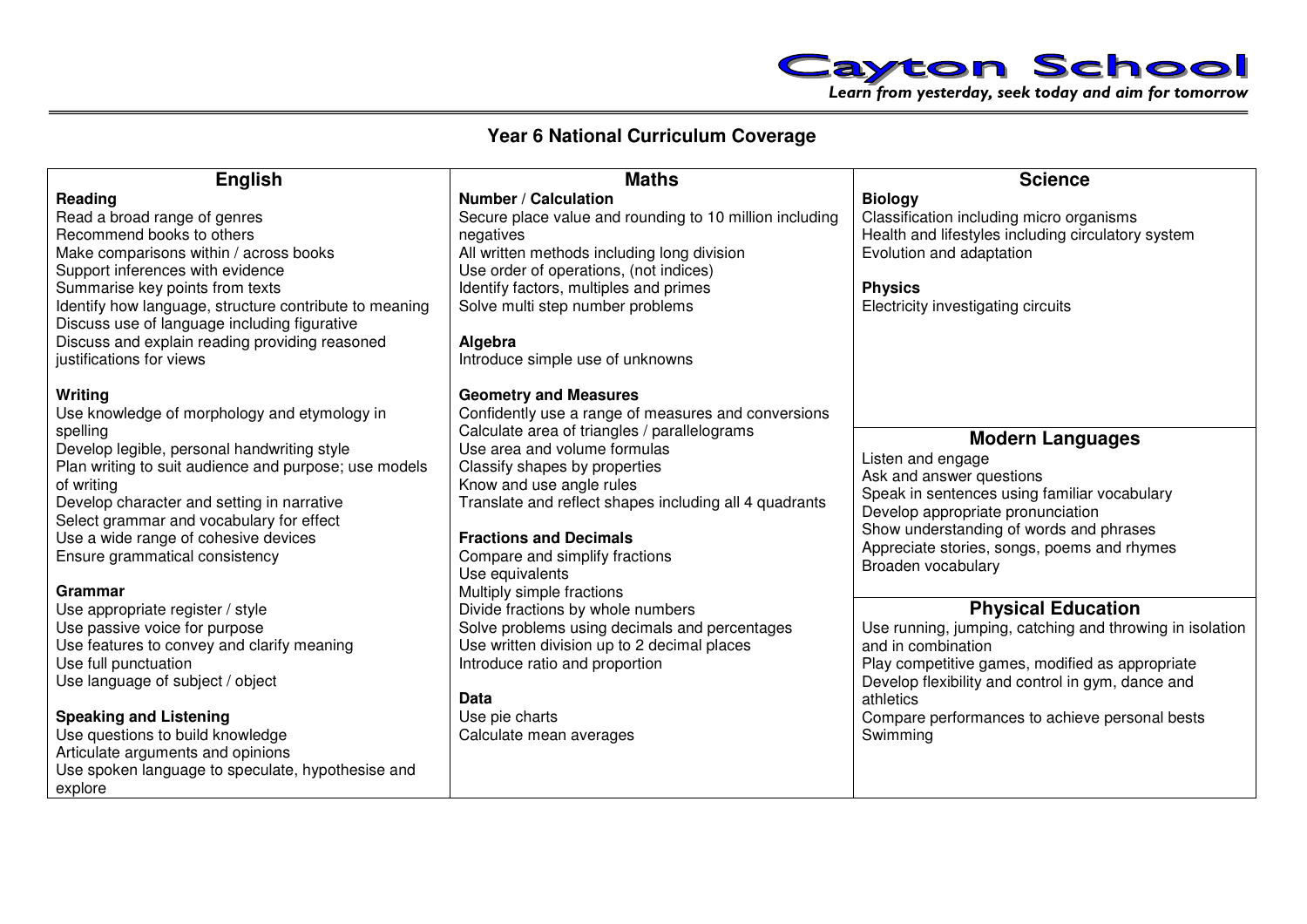**Cayton School**

*Learn from yesterday, seek today and aim for tomorrow*

# Year 6 National Curriculum Coverage

## English

### Reading

Read a broad range of genres
Recommend books to others
Make comparisons within / across books
Support inferences with evidence
Summarise key points from texts
Identify how language, structure contribute to meaning
Discuss use of language including figurative
Discuss and explain reading providing reasoned justifications for views

### Writing

Use knowledge of morphology and etymology in spelling
Develop legible, personal handwriting style
Plan writing to suit audience and purpose; use models of writing
Develop character and setting in narrative
Select grammar and vocabulary for effect
Use a wide range of cohesive devices
Ensure grammatical consistency

### Grammar

Use appropriate register / style
Use passive voice for purpose
Use features to convey and clarify meaning
Use full punctuation
Use language of subject / object

### Speaking and Listening

Use questions to build knowledge
Articulate arguments and opinions
Use spoken language to speculate, hypothesise and explore

## Maths

### Number / Calculation

Secure place value and rounding to 10 million including negatives
All written methods including long division
Use order of operations, (not indices)
Identify factors, multiples and primes
Solve multi step number problems

### Algebra

Introduce simple use of unknowns

### Geometry and Measures

Confidently use a range of measures and conversions
Calculate area of triangles / parallelograms
Use area and volume formulas
Classify shapes by properties
Know and use angle rules
Translate and reflect shapes including all 4 quadrants

### Fractions and Decimals

Compare and simplify fractions
Use equivalents
Multiply simple fractions
Divide fractions by whole numbers
Solve problems using decimals and percentages
Use written division up to 2 decimal places
Introduce ratio and proportion

### Data

Use pie charts
Calculate mean averages

## Science

### Biology

Classification including micro organisms
Health and lifestyles including circulatory system
Evolution and adaptation

### Physics

Electricity investigating circuits

## Modern Languages

Listen and engage
Ask and answer questions
Speak in sentences using familiar vocabulary
Develop appropriate pronunciation
Show understanding of words and phrases
Appreciate stories, songs, poems and rhymes
Broaden vocabulary

## Physical Education

Use running, jumping, catching and throwing in isolation and in combination
Play competitive games, modified as appropriate
Develop flexibility and control in gym, dance and athletics
Compare performances to achieve personal bests
Swimming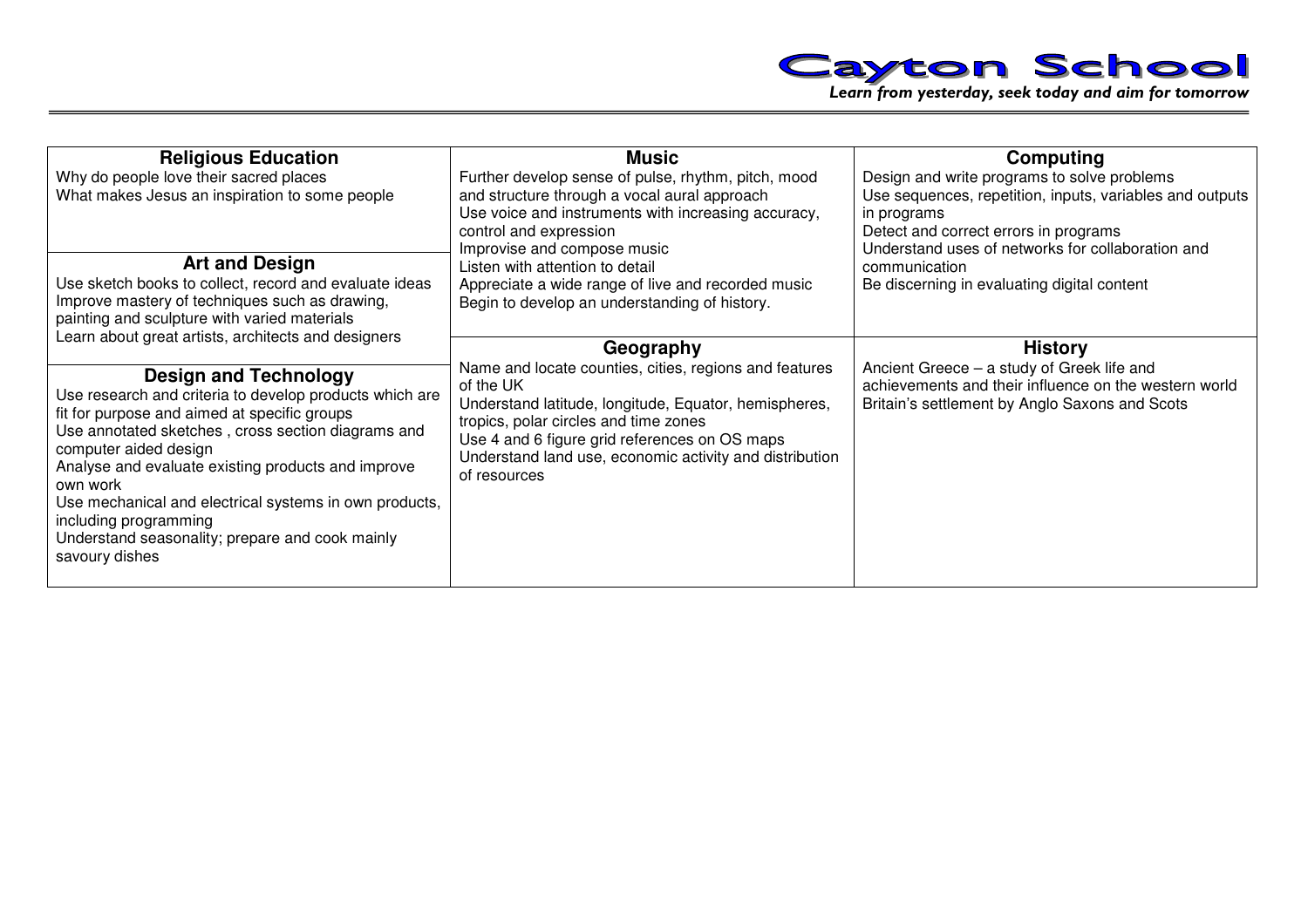## Religious Education

Why do people love their sacred places
What makes Jesus an inspiration to some people

## Art and Design

Use sketch books to collect, record and evaluate ideas
Improve mastery of techniques such as drawing, painting and sculpture with varied materials
Learn about great artists, architects and designers

## Design and Technology

Use research and criteria to develop products which are fit for purpose and aimed at specific groups
Use annotated sketches , cross section diagrams and computer aided design
Analyse and evaluate existing products and improve own work
Use mechanical and electrical systems in own products, including programming
Understand seasonality; prepare and cook mainly savoury dishes

## Music

Further develop sense of pulse, rhythm, pitch, mood and structure through a vocal aural approach
Use voice and instruments with increasing accuracy, control and expression
Improvise and compose music
Listen with attention to detail
Appreciate a wide range of live and recorded music
Begin to develop an understanding of history.

## Geography

Name and locate counties, cities, regions and features of the UK
Understand latitude, longitude, Equator, hemispheres, tropics, polar circles and time zones
Use 4 and 6 figure grid references on OS maps
Understand land use, economic activity and distribution of resources

## Computing

Design and write programs to solve problems
Use sequences, repetition, inputs, variables and outputs in programs
Detect and correct errors in programs
Understand uses of networks for collaboration and communication
Be discerning in evaluating digital content

## History

Ancient Greece – a study of Greek life and achievements and their influence on the western world
Britain's settlement by Anglo Saxons and Scots